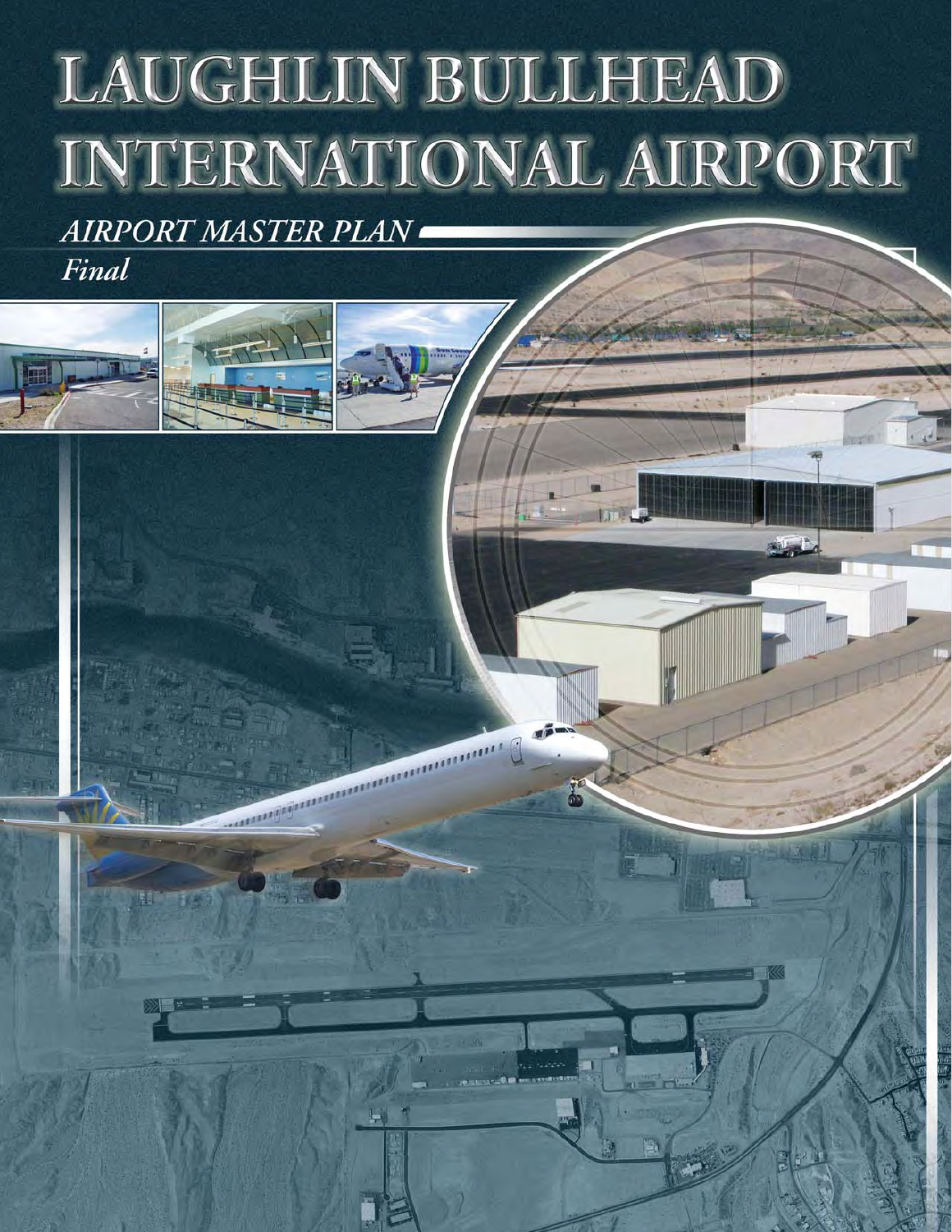# LAUGHLIN BULLHEAD INTERNATIONAL AIRPORT

*AIRPORT MASTER PLAN*

*Final*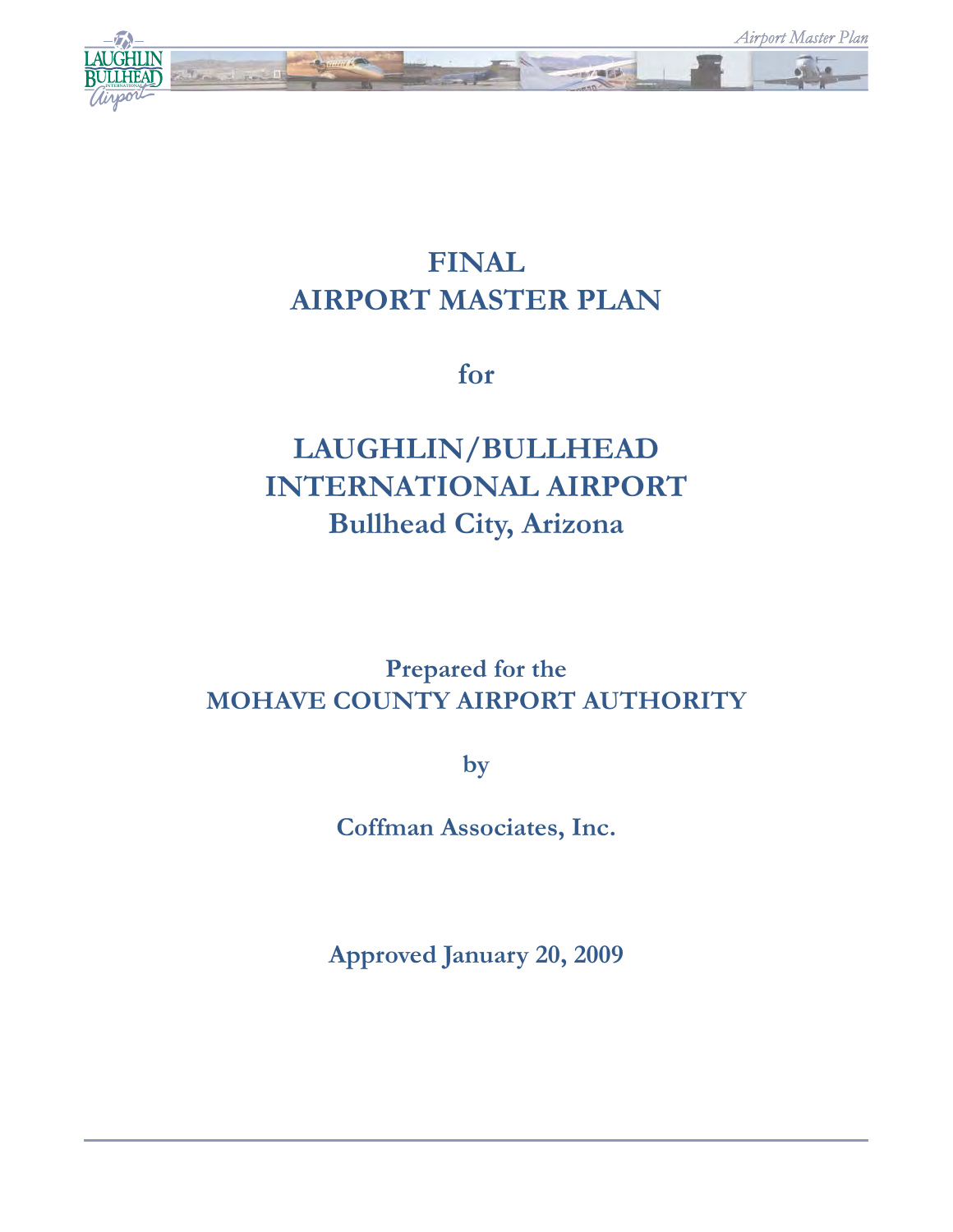# FINAL AIRPORT MASTER PLAN

for

# LAUGHLIN/BULLHEAD INTERNATIONAL AIRPORT

## Bullhead City, Arizona

**Prepared for the**
**MOHAVE COUNTY AIRPORT AUTHORITY**

**by**

**Coffman Associates, Inc.**

**Approved January 20, 2009**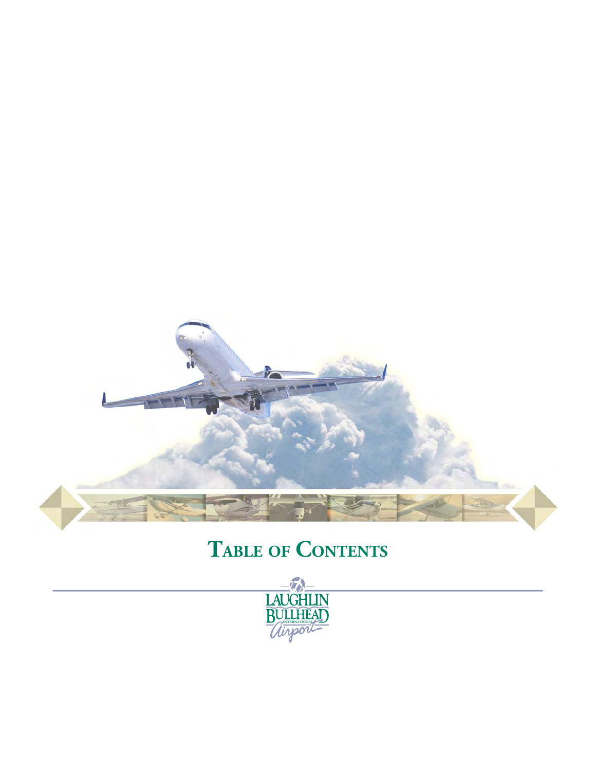# Table of Contents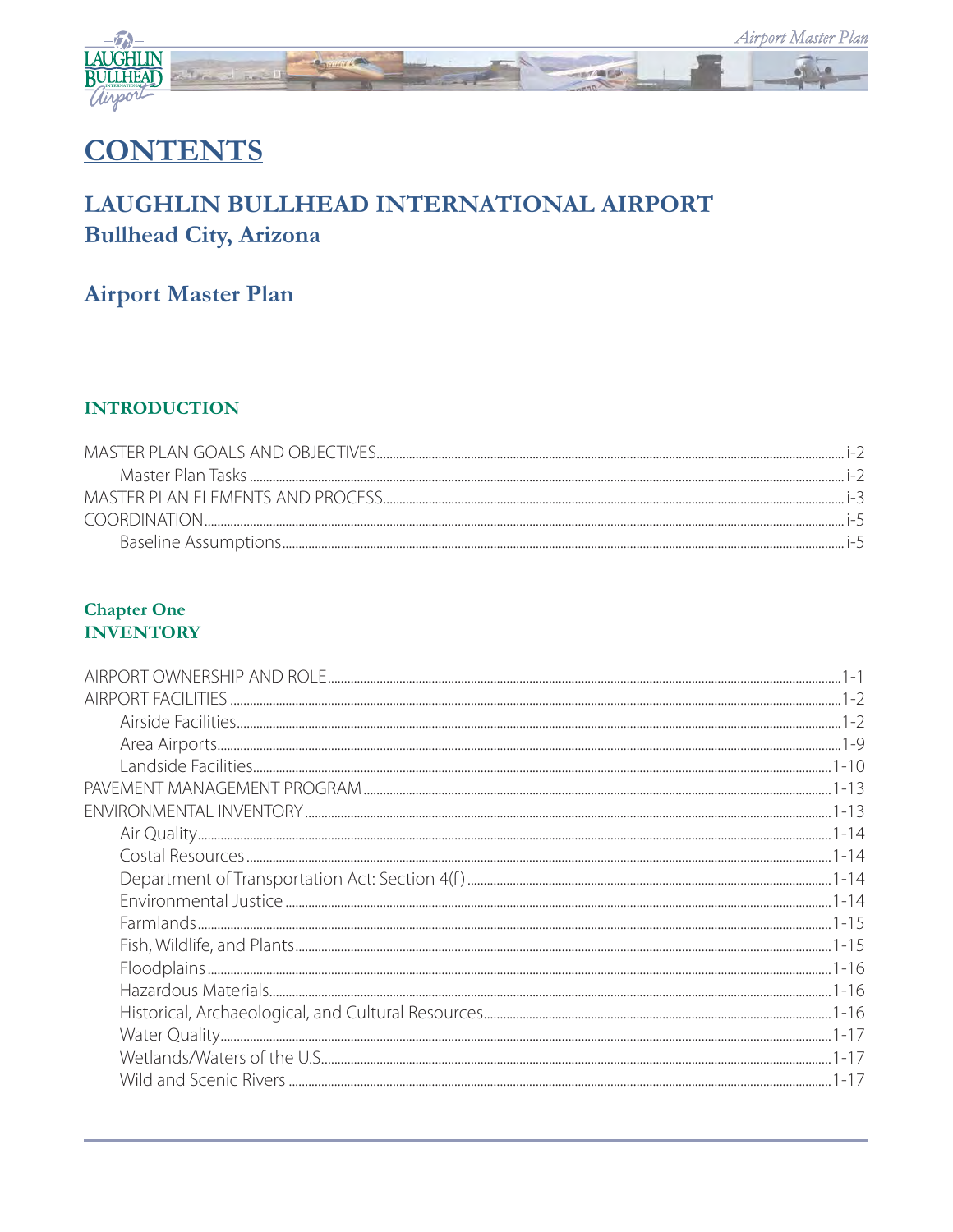# CONTENTS

## LAUGHLIN BULLHEAD INTERNATIONAL AIRPORT
## Bullhead City, Arizona

## Airport Master Plan

### INTRODUCTION

MASTER PLAN GOALS AND OBJECTIVES ..... i-2
    Master Plan Tasks ..... i-2
MASTER PLAN ELEMENTS AND PROCESS ..... i-3
COORDINATION ..... i-5
    Baseline Assumptions ..... i-5

### Chapter One
### INVENTORY

AIRPORT OWNERSHIP AND ROLE ..... 1-1
AIRPORT FACILITIES ..... 1-2
    Airside Facilities ..... 1-2
    Area Airports ..... 1-9
    Landside Facilities ..... 1-10
PAVEMENT MANAGEMENT PROGRAM ..... 1-13
ENVIRONMENTAL INVENTORY ..... 1-13
    Air Quality ..... 1-14
    Costal Resources ..... 1-14
    Department of Transportation Act: Section 4(f) ..... 1-14
    Environmental Justice ..... 1-14
    Farmlands ..... 1-15
    Fish, Wildlife, and Plants ..... 1-15
    Floodplains ..... 1-16
    Hazardous Materials ..... 1-16
    Historical, Archaeological, and Cultural Resources ..... 1-16
    Water Quality ..... 1-17
    Wetlands/Waters of the U.S. ..... 1-17
    Wild and Scenic Rivers ..... 1-17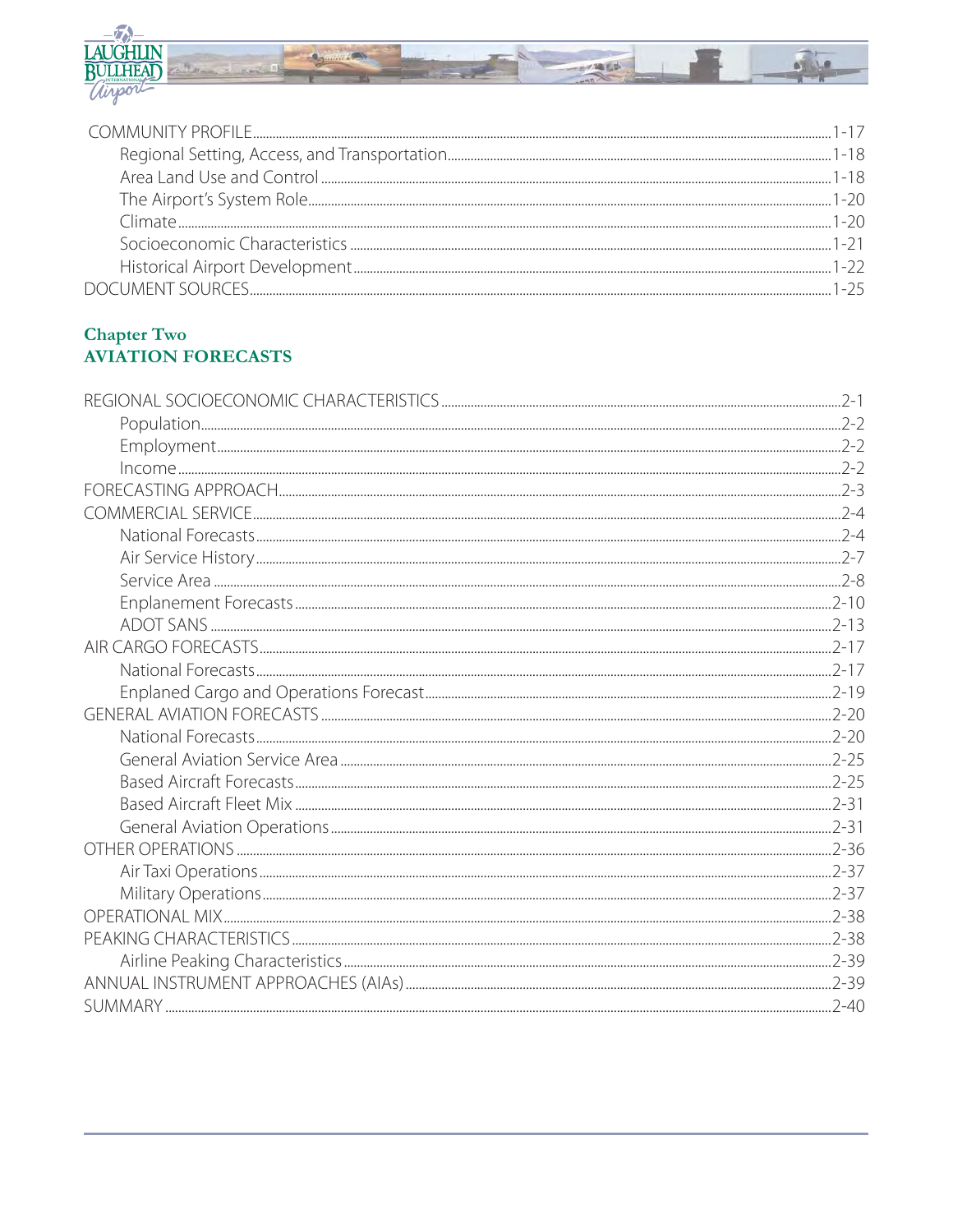COMMUNITY PROFILE ........................................ 1-17
- Regional Setting, Access, and Transportation ........................................ 1-18
- Area Land Use and Control ........................................ 1-18
- The Airport's System Role ........................................ 1-20
- Climate ........................................ 1-20
- Socioeconomic Characteristics ........................................ 1-21
- Historical Airport Development ........................................ 1-22

DOCUMENT SOURCES ........................................ 1-25

## Chapter Two
## AVIATION FORECASTS

REGIONAL SOCIOECONOMIC CHARACTERISTICS ........................................ 2-1
- Population ........................................ 2-2
- Employment ........................................ 2-2
- Income ........................................ 2-2

FORECASTING APPROACH ........................................ 2-3

COMMERCIAL SERVICE ........................................ 2-4
- National Forecasts ........................................ 2-4
- Air Service History ........................................ 2-7
- Service Area ........................................ 2-8
- Enplanement Forecasts ........................................ 2-10
- ADOT SANS ........................................ 2-13

AIR CARGO FORECASTS ........................................ 2-17
- National Forecasts ........................................ 2-17
- Enplaned Cargo and Operations Forecast ........................................ 2-19

GENERAL AVIATION FORECASTS ........................................ 2-20
- National Forecasts ........................................ 2-20
- General Aviation Service Area ........................................ 2-25
- Based Aircraft Forecasts ........................................ 2-25
- Based Aircraft Fleet Mix ........................................ 2-31
- General Aviation Operations ........................................ 2-31

OTHER OPERATIONS ........................................ 2-36
- Air Taxi Operations ........................................ 2-37
- Military Operations ........................................ 2-37

OPERATIONAL MIX ........................................ 2-38

PEAKING CHARACTERISTICS ........................................ 2-38
- Airline Peaking Characteristics ........................................ 2-39

ANNUAL INSTRUMENT APPROACHES (AIAs) ........................................ 2-39

SUMMARY ........................................ 2-40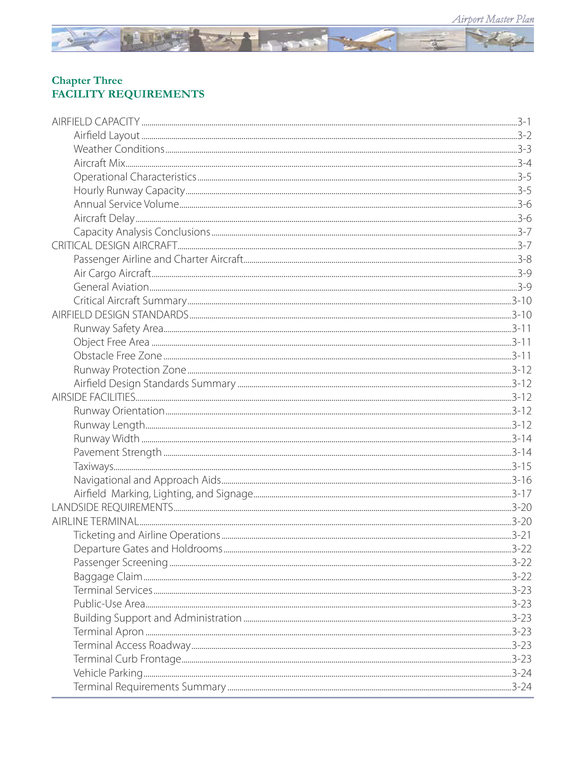## Chapter Three
## FACILITY REQUIREMENTS

AIRFIELD CAPACITY ..........3-1
- Airfield Layout ..........3-2
- Weather Conditions ..........3-3
- Aircraft Mix ..........3-4
- Operational Characteristics ..........3-5
- Hourly Runway Capacity ..........3-5
- Annual Service Volume ..........3-6
- Aircraft Delay ..........3-6
- Capacity Analysis Conclusions ..........3-7

CRITICAL DESIGN AIRCRAFT ..........3-7
- Passenger Airline and Charter Aircraft ..........3-8
- Air Cargo Aircraft ..........3-9
- General Aviation ..........3-9
- Critical Aircraft Summary ..........3-10

AIRFIELD DESIGN STANDARDS ..........3-10
- Runway Safety Area ..........3-11
- Object Free Area ..........3-11
- Obstacle Free Zone ..........3-11
- Runway Protection Zone ..........3-12
- Airfield Design Standards Summary ..........3-12

AIRSIDE FACILITIES ..........3-12
- Runway Orientation ..........3-12
- Runway Length ..........3-12
- Runway Width ..........3-14
- Pavement Strength ..........3-14
- Taxiways ..........3-15
- Navigational and Approach Aids ..........3-16
- Airfield Marking, Lighting, and Signage ..........3-17

LANDSIDE REQUIREMENTS ..........3-20

AIRLINE TERMINAL ..........3-20
- Ticketing and Airline Operations ..........3-21
- Departure Gates and Holdrooms ..........3-22
- Passenger Screening ..........3-22
- Baggage Claim ..........3-22
- Terminal Services ..........3-23
- Public-Use Area ..........3-23
- Building Support and Administration ..........3-23
- Terminal Apron ..........3-23
- Terminal Access Roadway ..........3-23
- Terminal Curb Frontage ..........3-23
- Vehicle Parking ..........3-24
- Terminal Requirements Summary ..........3-24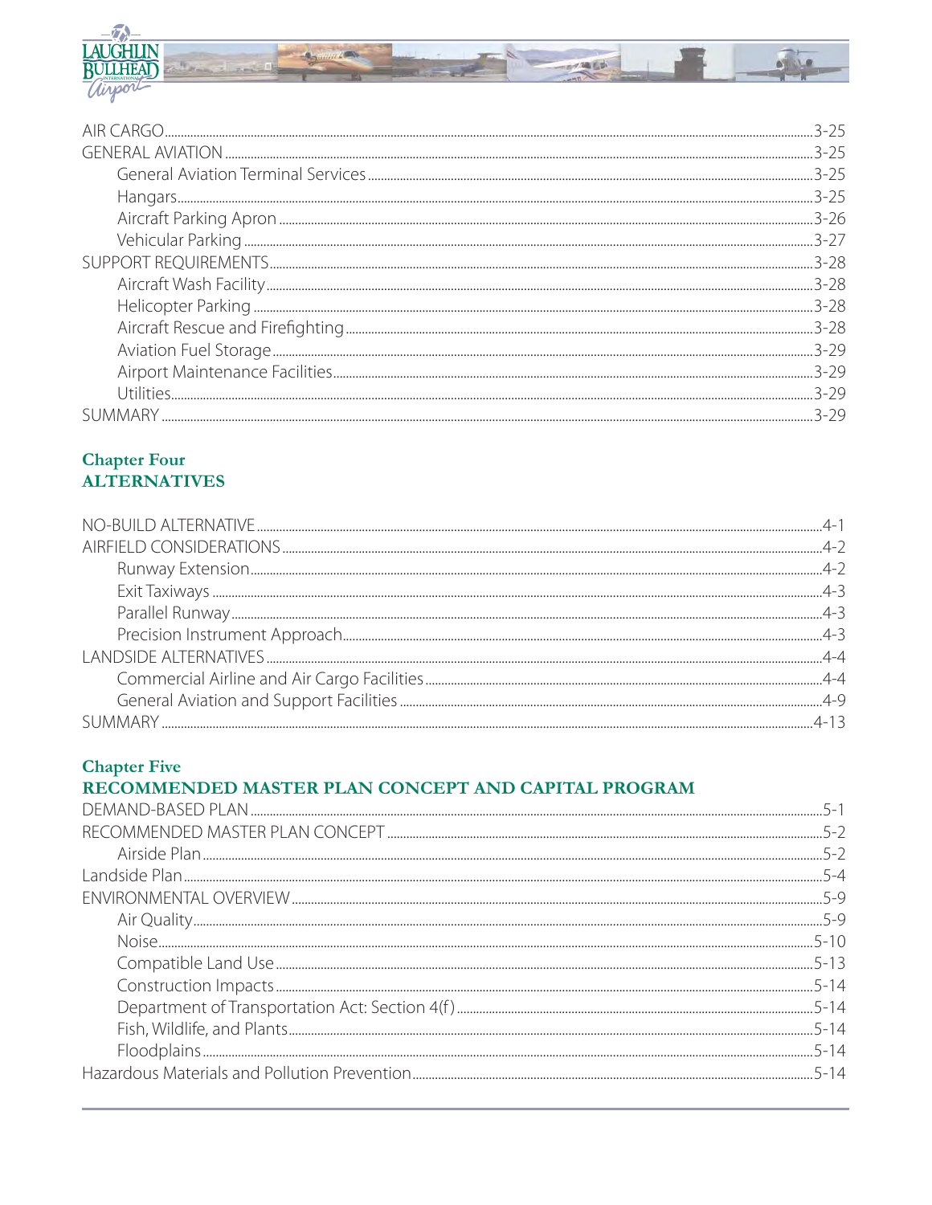AIR CARGO ........................................................................................................3-25
GENERAL AVIATION ........................................................................................................3-25
    General Aviation Terminal Services ........................................................................................................3-25
    Hangars ........................................................................................................3-25
    Aircraft Parking Apron ........................................................................................................3-26
    Vehicular Parking ........................................................................................................3-27
SUPPORT REQUIREMENTS ........................................................................................................3-28
    Aircraft Wash Facility ........................................................................................................3-28
    Helicopter Parking ........................................................................................................3-28
    Aircraft Rescue and Firefighting ........................................................................................................3-28
    Aviation Fuel Storage ........................................................................................................3-29
    Airport Maintenance Facilities ........................................................................................................3-29
    Utilities ........................................................................................................3-29
SUMMARY ........................................................................................................3-29

## Chapter Four
## ALTERNATIVES

NO-BUILD ALTERNATIVE ........................................................................................................4-1
AIRFIELD CONSIDERATIONS ........................................................................................................4-2
    Runway Extension ........................................................................................................4-2
    Exit Taxiways ........................................................................................................4-3
    Parallel Runway ........................................................................................................4-3
    Precision Instrument Approach ........................................................................................................4-3
LANDSIDE ALTERNATIVES ........................................................................................................4-4
    Commercial Airline and Air Cargo Facilities ........................................................................................................4-4
    General Aviation and Support Facilities ........................................................................................................4-9
SUMMARY ........................................................................................................4-13

## Chapter Five
## RECOMMENDED MASTER PLAN CONCEPT AND CAPITAL PROGRAM

DEMAND-BASED PLAN ........................................................................................................5-1
RECOMMENDED MASTER PLAN CONCEPT ........................................................................................................5-2
    Airside Plan ........................................................................................................5-2
Landside Plan ........................................................................................................5-4
ENVIRONMENTAL OVERVIEW ........................................................................................................5-9
    Air Quality ........................................................................................................5-9
    Noise ........................................................................................................5-10
    Compatible Land Use ........................................................................................................5-13
    Construction Impacts ........................................................................................................5-14
    Department of Transportation Act: Section 4(f) ........................................................................................................5-14
    Fish, Wildlife, and Plants ........................................................................................................5-14
    Floodplains ........................................................................................................5-14
Hazardous Materials and Pollution Prevention ........................................................................................................5-14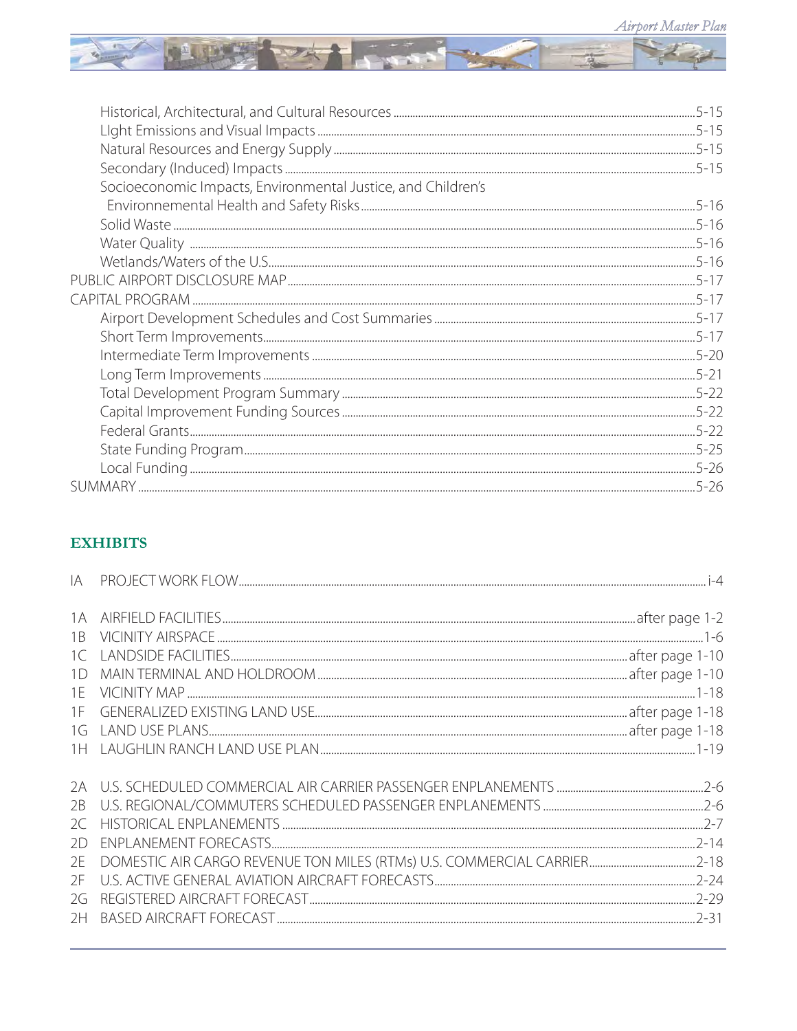Historical, Architectural, and Cultural Resources ....................5-15
LIght Emissions and Visual Impacts ....................5-15
Natural Resources and Energy Supply ....................5-15
Secondary (Induced) Impacts ....................5-15
Socioeconomic Impacts, Environmental Justice, and Children's Environnemental Health and Safety Risks ....................5-16
Solid Waste ....................5-16
Water Quality ....................5-16
Wetlands/Waters of the U.S. ....................5-16

PUBLIC AIRPORT DISCLOSURE MAP ....................5-17

CAPITAL PROGRAM ....................5-17

Airport Development Schedules and Cost Summaries ....................5-17
Short Term Improvements ....................5-17
Intermediate Term Improvements ....................5-20
Long Term Improvements ....................5-21
Total Development Program Summary ....................5-22
Capital Improvement Funding Sources ....................5-22
Federal Grants ....................5-22
State Funding Program ....................5-25
Local Funding ....................5-26

SUMMARY ....................5-26

## EXHIBITS

IA PROJECT WORK FLOW ....................i-4

1A AIRFIELD FACILITIES ....................after page 1-2
1B VICINITY AIRSPACE ....................1-6
1C LANDSIDE FACILITIES ....................after page 1-10
1D MAIN TERMINAL AND HOLDROOM ....................after page 1-10
1E VICINITY MAP ....................1-18
1F GENERALIZED EXISTING LAND USE ....................after page 1-18
1G LAND USE PLANS ....................after page 1-18
1H LAUGHLIN RANCH LAND USE PLAN ....................1-19

2A U.S. SCHEDULED COMMERCIAL AIR CARRIER PASSENGER ENPLANEMENTS ....................2-6
2B U.S. REGIONAL/COMMUTERS SCHEDULED PASSENGER ENPLANEMENTS ....................2-6
2C HISTORICAL ENPLANEMENTS ....................2-7
2D ENPLANEMENT FORECASTS ....................2-14
2E DOMESTIC AIR CARGO REVENUE TON MILES (RTMs) U.S. COMMERCIAL CARRIER ....................2-18
2F U.S. ACTIVE GENERAL AVIATION AIRCRAFT FORECASTS ....................2-24
2G REGISTERED AIRCRAFT FORECAST ....................2-29
2H BASED AIRCRAFT FORECAST ....................2-31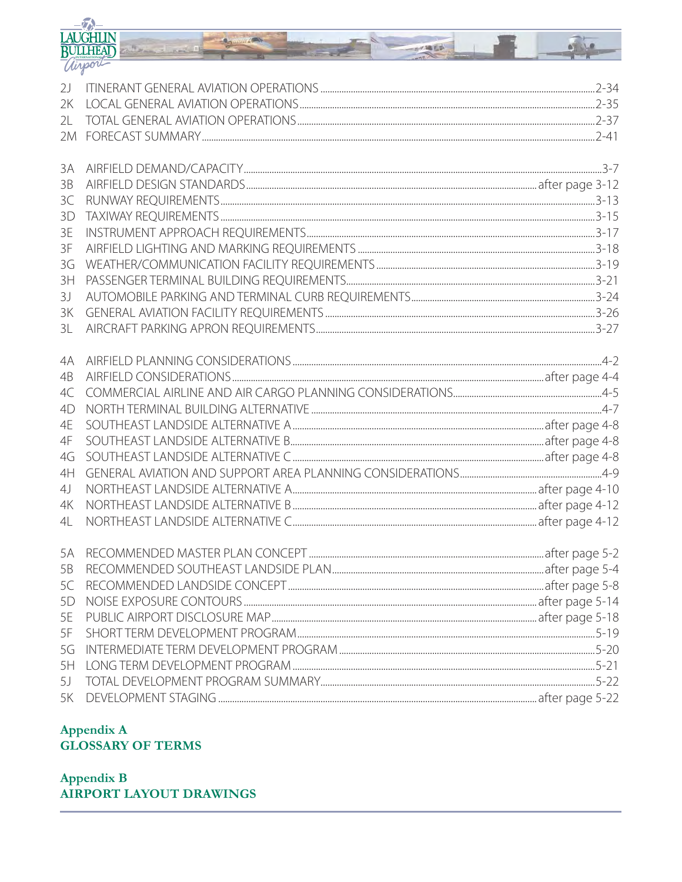| | | |
|---|---|---|
| 2J | ITINERANT GENERAL AVIATION OPERATIONS | 2-34 |
| 2K | LOCAL GENERAL AVIATION OPERATIONS | 2-35 |
| 2L | TOTAL GENERAL AVIATION OPERATIONS | 2-37 |
| 2M | FORECAST SUMMARY | 2-41 |
| | | |
| 3A | AIRFIELD DEMAND/CAPACITY | 3-7 |
| 3B | AIRFIELD DESIGN STANDARDS | after page 3-12 |
| 3C | RUNWAY REQUIREMENTS | 3-13 |
| 3D | TAXIWAY REQUIREMENTS | 3-15 |
| 3E | INSTRUMENT APPROACH REQUIREMENTS | 3-17 |
| 3F | AIRFIELD LIGHTING AND MARKING REQUIREMENTS | 3-18 |
| 3G | WEATHER/COMMUNICATION FACILITY REQUIREMENTS | 3-19 |
| 3H | PASSENGER TERMINAL BUILDING REQUIREMENTS | 3-21 |
| 3J | AUTOMOBILE PARKING AND TERMINAL CURB REQUIREMENTS | 3-24 |
| 3K | GENERAL AVIATION FACILITY REQUIREMENTS | 3-26 |
| 3L | AIRCRAFT PARKING APRON REQUIREMENTS | 3-27 |
| | | |
| 4A | AIRFIELD PLANNING CONSIDERATIONS | 4-2 |
| 4B | AIRFIELD CONSIDERATIONS | after page 4-4 |
| 4C | COMMERCIAL AIRLINE AND AIR CARGO PLANNING CONSIDERATIONS | 4-5 |
| 4D | NORTH TERMINAL BUILDING ALTERNATIVE | 4-7 |
| 4E | SOUTHEAST LANDSIDE ALTERNATIVE A | after page 4-8 |
| 4F | SOUTHEAST LANDSIDE ALTERNATIVE B | after page 4-8 |
| 4G | SOUTHEAST LANDSIDE ALTERNATIVE C | after page 4-8 |
| 4H | GENERAL AVIATION AND SUPPORT AREA PLANNING CONSIDERATIONS | 4-9 |
| 4J | NORTHEAST LANDSIDE ALTERNATIVE A | after page 4-10 |
| 4K | NORTHEAST LANDSIDE ALTERNATIVE B | after page 4-12 |
| 4L | NORTHEAST LANDSIDE ALTERNATIVE C | after page 4-12 |
| | | |
| 5A | RECOMMENDED MASTER PLAN CONCEPT | after page 5-2 |
| 5B | RECOMMENDED SOUTHEAST LANDSIDE PLAN | after page 5-4 |
| 5C | RECOMMENDED LANDSIDE CONCEPT | after page 5-8 |
| 5D | NOISE EXPOSURE CONTOURS | after page 5-14 |
| 5E | PUBLIC AIRPORT DISCLOSURE MAP | after page 5-18 |
| 5F | SHORT TERM DEVELOPMENT PROGRAM | 5-19 |
| 5G | INTERMEDIATE TERM DEVELOPMENT PROGRAM | 5-20 |
| 5H | LONG TERM DEVELOPMENT PROGRAM | 5-21 |
| 5J | TOTAL DEVELOPMENT PROGRAM SUMMARY | 5-22 |
| 5K | DEVELOPMENT STAGING | after page 5-22 |

**Appendix A**
**GLOSSARY OF TERMS**

**Appendix B**
**AIRPORT LAYOUT DRAWINGS**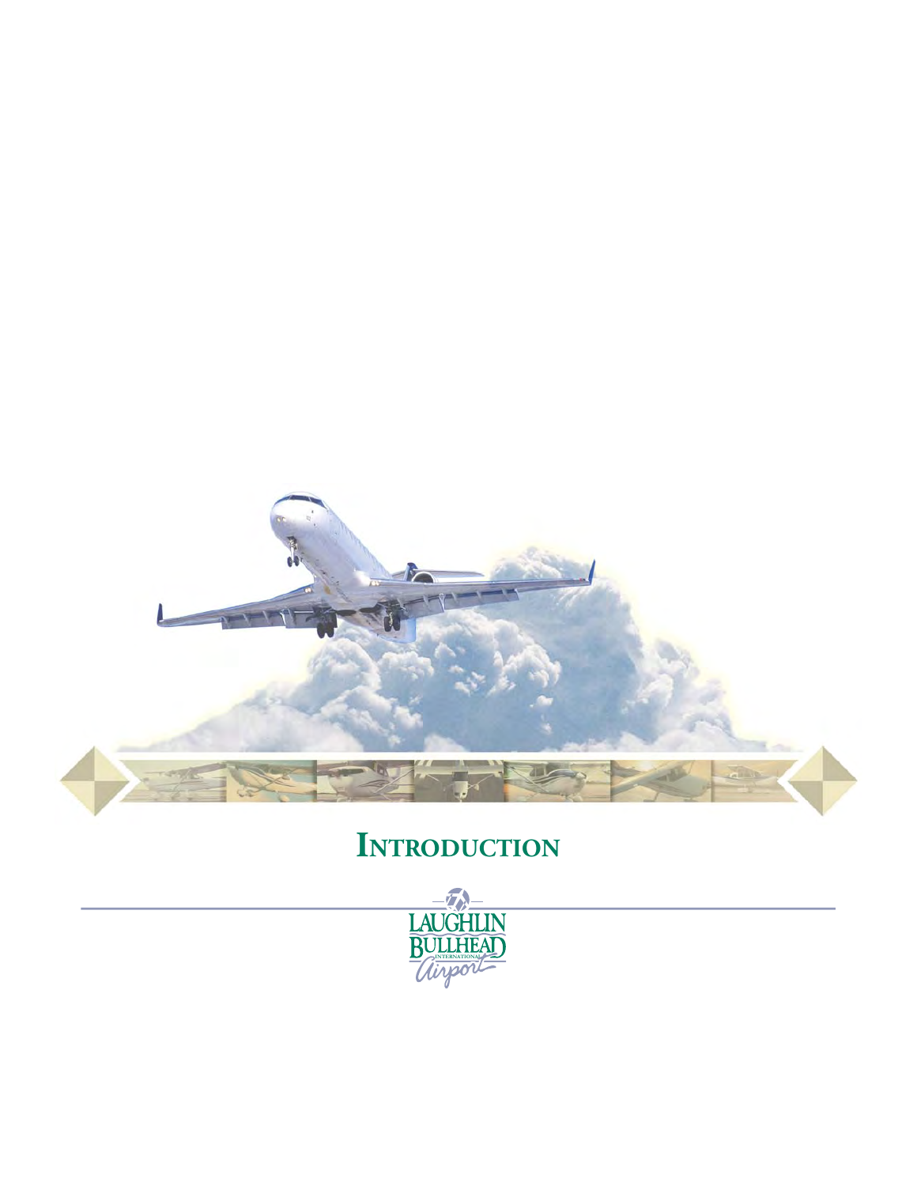# INTRODUCTION

LAUGHLIN BULLHEAD INTERNATIONAL Airport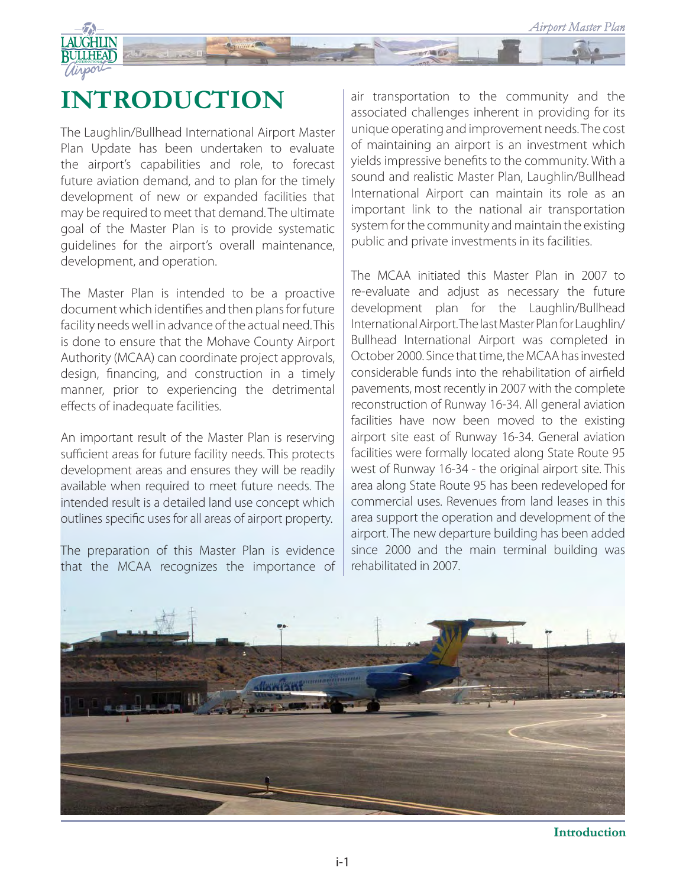# INTRODUCTION

The Laughlin/Bullhead International Airport Master Plan Update has been undertaken to evaluate the airport's capabilities and role, to forecast future aviation demand, and to plan for the timely development of new or expanded facilities that may be required to meet that demand. The ultimate goal of the Master Plan is to provide systematic guidelines for the airport's overall maintenance, development, and operation.

The Master Plan is intended to be a proactive document which identifies and then plans for future facility needs well in advance of the actual need. This is done to ensure that the Mohave County Airport Authority (MCAA) can coordinate project approvals, design, financing, and construction in a timely manner, prior to experiencing the detrimental effects of inadequate facilities.

An important result of the Master Plan is reserving sufficient areas for future facility needs. This protects development areas and ensures they will be readily available when required to meet future needs. The intended result is a detailed land use concept which outlines specific uses for all areas of airport property.

The preparation of this Master Plan is evidence that the MCAA recognizes the importance of air transportation to the community and the associated challenges inherent in providing for its unique operating and improvement needs. The cost of maintaining an airport is an investment which yields impressive benefits to the community. With a sound and realistic Master Plan, Laughlin/Bullhead International Airport can maintain its role as an important link to the national air transportation system for the community and maintain the existing public and private investments in its facilities.

The MCAA initiated this Master Plan in 2007 to re-evaluate and adjust as necessary the future development plan for the Laughlin/Bullhead International Airport. The last Master Plan for Laughlin/Bullhead International Airport was completed in October 2000. Since that time, the MCAA has invested considerable funds into the rehabilitation of airfield pavements, most recently in 2007 with the complete reconstruction of Runway 16-34. All general aviation facilities have now been moved to the existing airport site east of Runway 16-34. General aviation facilities were formally located along State Route 95 west of Runway 16-34 - the original airport site. This area along State Route 95 has been redeveloped for commercial uses. Revenues from land leases in this area support the operation and development of the airport. The new departure building has been added since 2000 and the main terminal building was rehabilitated in 2007.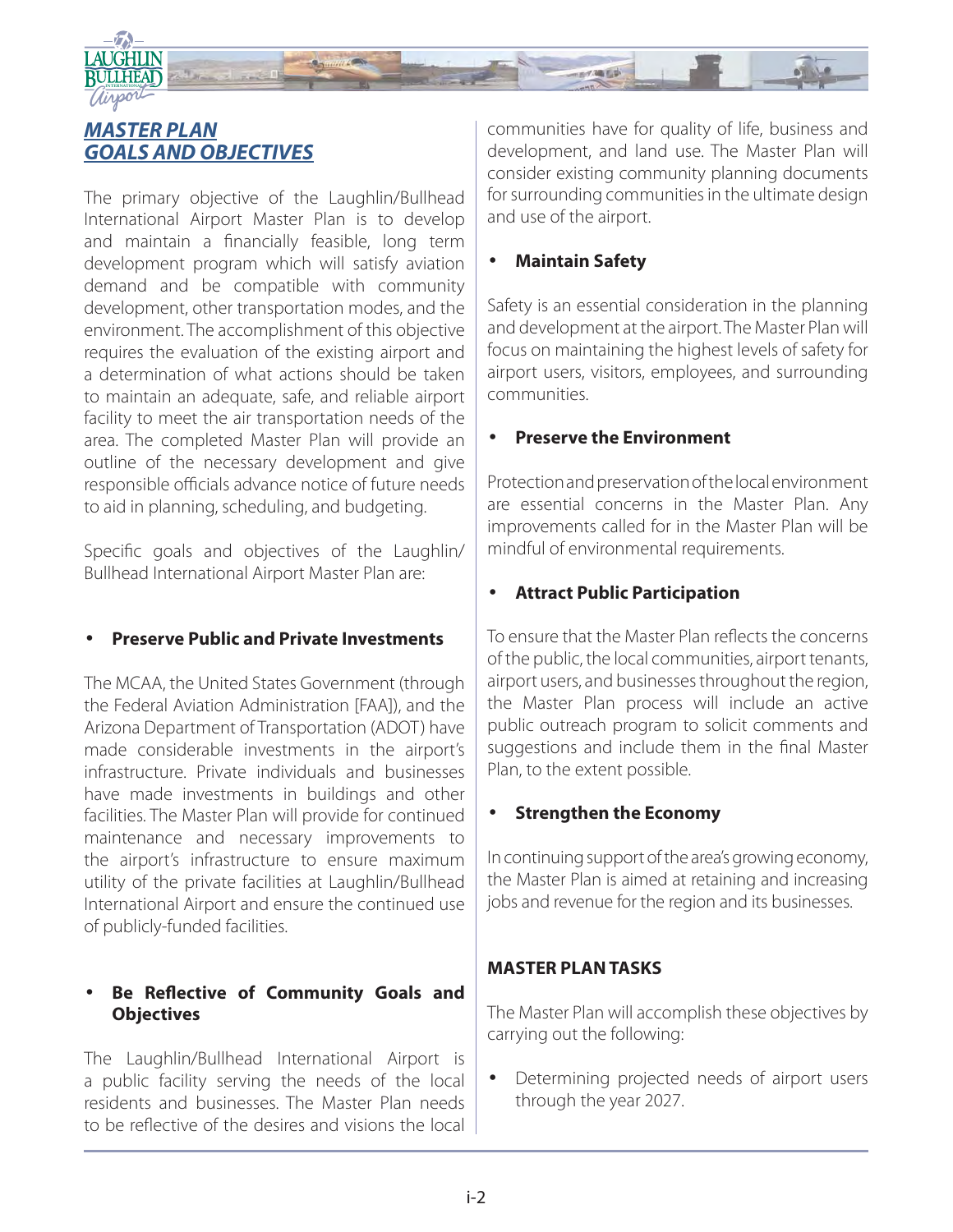## MASTER PLAN GOALS AND OBJECTIVES

The primary objective of the Laughlin/Bullhead International Airport Master Plan is to develop and maintain a financially feasible, long term development program which will satisfy aviation demand and be compatible with community development, other transportation modes, and the environment. The accomplishment of this objective requires the evaluation of the existing airport and a determination of what actions should be taken to maintain an adequate, safe, and reliable airport facility to meet the air transportation needs of the area. The completed Master Plan will provide an outline of the necessary development and give responsible officials advance notice of future needs to aid in planning, scheduling, and budgeting.

Specific goals and objectives of the Laughlin/Bullhead International Airport Master Plan are:

- **Preserve Public and Private Investments**

The MCAA, the United States Government (through the Federal Aviation Administration [FAA]), and the Arizona Department of Transportation (ADOT) have made considerable investments in the airport's infrastructure. Private individuals and businesses have made investments in buildings and other facilities. The Master Plan will provide for continued maintenance and necessary improvements to the airport's infrastructure to ensure maximum utility of the private facilities at Laughlin/Bullhead International Airport and ensure the continued use of publicly-funded facilities.

- **Be Reflective of Community Goals and Objectives**

The Laughlin/Bullhead International Airport is a public facility serving the needs of the local residents and businesses. The Master Plan needs to be reflective of the desires and visions the local communities have for quality of life, business and development, and land use. The Master Plan will consider existing community planning documents for surrounding communities in the ultimate design and use of the airport.

- **Maintain Safety**

Safety is an essential consideration in the planning and development at the airport. The Master Plan will focus on maintaining the highest levels of safety for airport users, visitors, employees, and surrounding communities.

- **Preserve the Environment**

Protection and preservation of the local environment are essential concerns in the Master Plan. Any improvements called for in the Master Plan will be mindful of environmental requirements.

- **Attract Public Participation**

To ensure that the Master Plan reflects the concerns of the public, the local communities, airport tenants, airport users, and businesses throughout the region, the Master Plan process will include an active public outreach program to solicit comments and suggestions and include them in the final Master Plan, to the extent possible.

- **Strengthen the Economy**

In continuing support of the area's growing economy, the Master Plan is aimed at retaining and increasing jobs and revenue for the region and its businesses.

### MASTER PLAN TASKS

The Master Plan will accomplish these objectives by carrying out the following:

- Determining projected needs of airport users through the year 2027.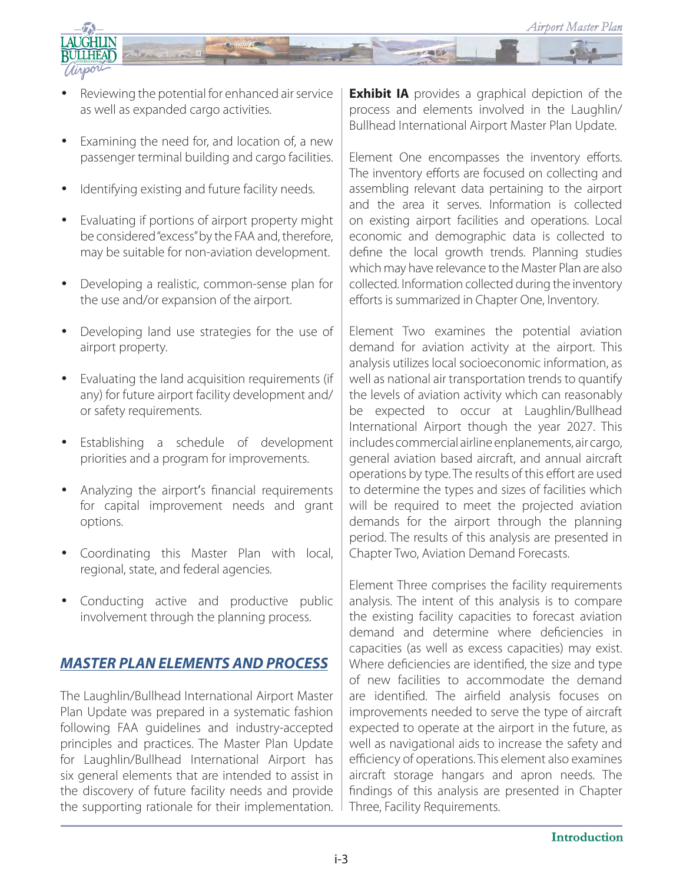- Reviewing the potential for enhanced air service as well as expanded cargo activities.
- Examining the need for, and location of, a new passenger terminal building and cargo facilities.
- Identifying existing and future facility needs.
- Evaluating if portions of airport property might be considered "excess" by the FAA and, therefore, may be suitable for non-aviation development.
- Developing a realistic, common-sense plan for the use and/or expansion of the airport.
- Developing land use strategies for the use of airport property.
- Evaluating the land acquisition requirements (if any) for future airport facility development and/or safety requirements.
- Establishing a schedule of development priorities and a program for improvements.
- Analyzing the airport's financial requirements for capital improvement needs and grant options.
- Coordinating this Master Plan with local, regional, state, and federal agencies.
- Conducting active and productive public involvement through the planning process.

## *MASTER PLAN ELEMENTS AND PROCESS*

The Laughlin/Bullhead International Airport Master Plan Update was prepared in a systematic fashion following FAA guidelines and industry-accepted principles and practices. The Master Plan Update for Laughlin/Bullhead International Airport has six general elements that are intended to assist in the discovery of future facility needs and provide the supporting rationale for their implementation. **Exhibit IA** provides a graphical depiction of the process and elements involved in the Laughlin/Bullhead International Airport Master Plan Update.

Element One encompasses the inventory efforts. The inventory efforts are focused on collecting and assembling relevant data pertaining to the airport and the area it serves. Information is collected on existing airport facilities and operations. Local economic and demographic data is collected to define the local growth trends. Planning studies which may have relevance to the Master Plan are also collected. Information collected during the inventory efforts is summarized in Chapter One, Inventory.

Element Two examines the potential aviation demand for aviation activity at the airport. This analysis utilizes local socioeconomic information, as well as national air transportation trends to quantify the levels of aviation activity which can reasonably be expected to occur at Laughlin/Bullhead International Airport though the year 2027. This includes commercial airline enplanements, air cargo, general aviation based aircraft, and annual aircraft operations by type. The results of this effort are used to determine the types and sizes of facilities which will be required to meet the projected aviation demands for the airport through the planning period. The results of this analysis are presented in Chapter Two, Aviation Demand Forecasts.

Element Three comprises the facility requirements analysis. The intent of this analysis is to compare the existing facility capacities to forecast aviation demand and determine where deficiencies in capacities (as well as excess capacities) may exist. Where deficiencies are identified, the size and type of new facilities to accommodate the demand are identified. The airfield analysis focuses on improvements needed to serve the type of aircraft expected to operate at the airport in the future, as well as navigational aids to increase the safety and efficiency of operations. This element also examines aircraft storage hangars and apron needs. The findings of this analysis are presented in Chapter Three, Facility Requirements.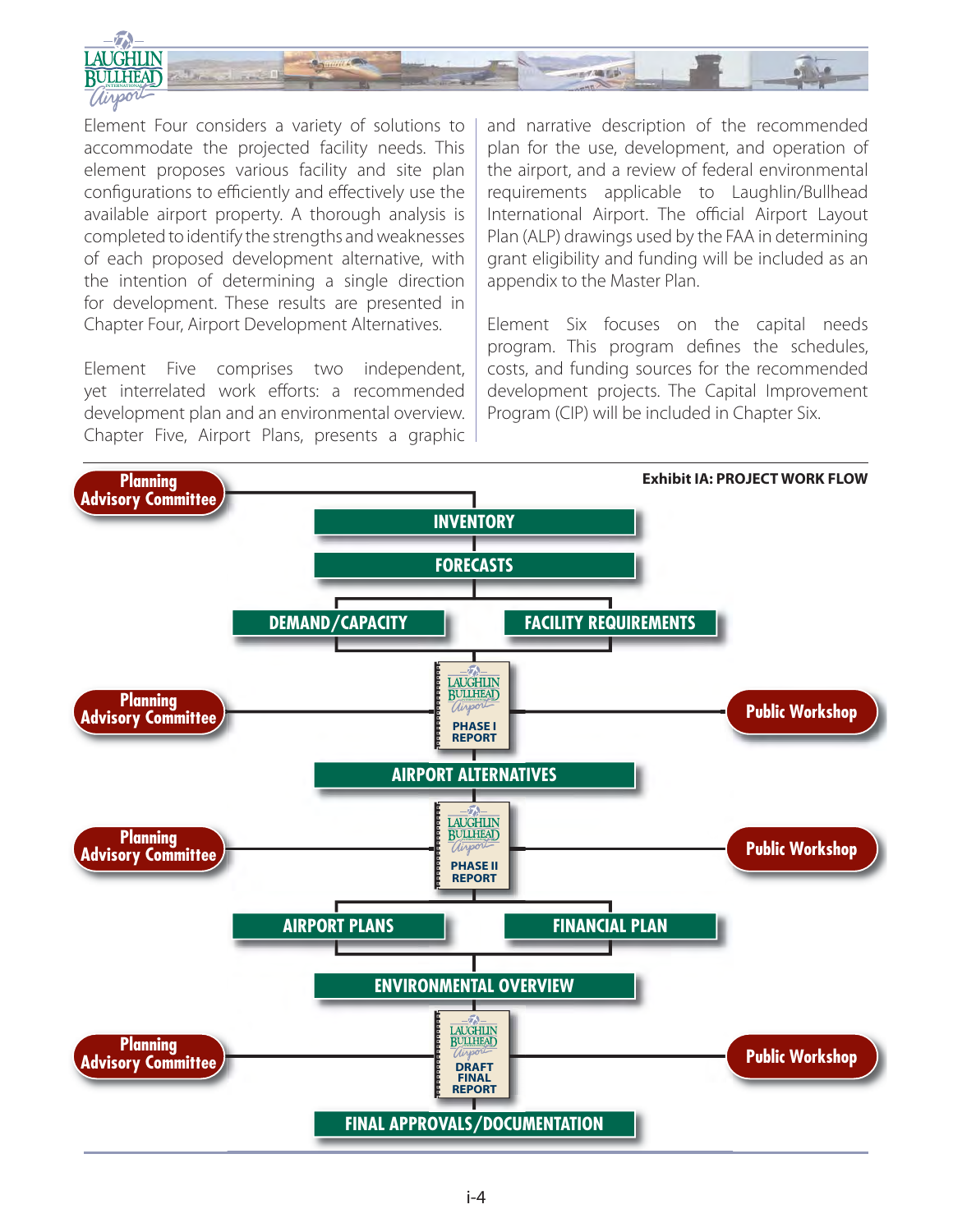Element Four considers a variety of solutions to accommodate the projected facility needs. This element proposes various facility and site plan configurations to efficiently and effectively use the available airport property. A thorough analysis is completed to identify the strengths and weaknesses of each proposed development alternative, with the intention of determining a single direction for development. These results are presented in Chapter Four, Airport Development Alternatives.

Element Five comprises two independent, yet interrelated work efforts: a recommended development plan and an environmental overview. Chapter Five, Airport Plans, presents a graphic and narrative description of the recommended plan for the use, development, and operation of the airport, and a review of federal environmental requirements applicable to Laughlin/Bullhead International Airport. The official Airport Layout Plan (ALP) drawings used by the FAA in determining grant eligibility and funding will be included as an appendix to the Master Plan.

Element Six focuses on the capital needs program. This program defines the schedules, costs, and funding sources for the recommended development projects. The Capital Improvement Program (CIP) will be included in Chapter Six.

**Exhibit IA: PROJECT WORK FLOW**

Planning Advisory Committee

INVENTORY

FORECASTS

DEMAND/CAPACITY

FACILITY REQUIREMENTS

Planning Advisory Committee

PHASE I REPORT

Public Workshop

AIRPORT ALTERNATIVES

Planning Advisory Committee

PHASE II REPORT

Public Workshop

AIRPORT PLANS

FINANCIAL PLAN

ENVIRONMENTAL OVERVIEW

Planning Advisory Committee

DRAFT FINAL REPORT

Public Workshop

FINAL APPROVALS/DOCUMENTATION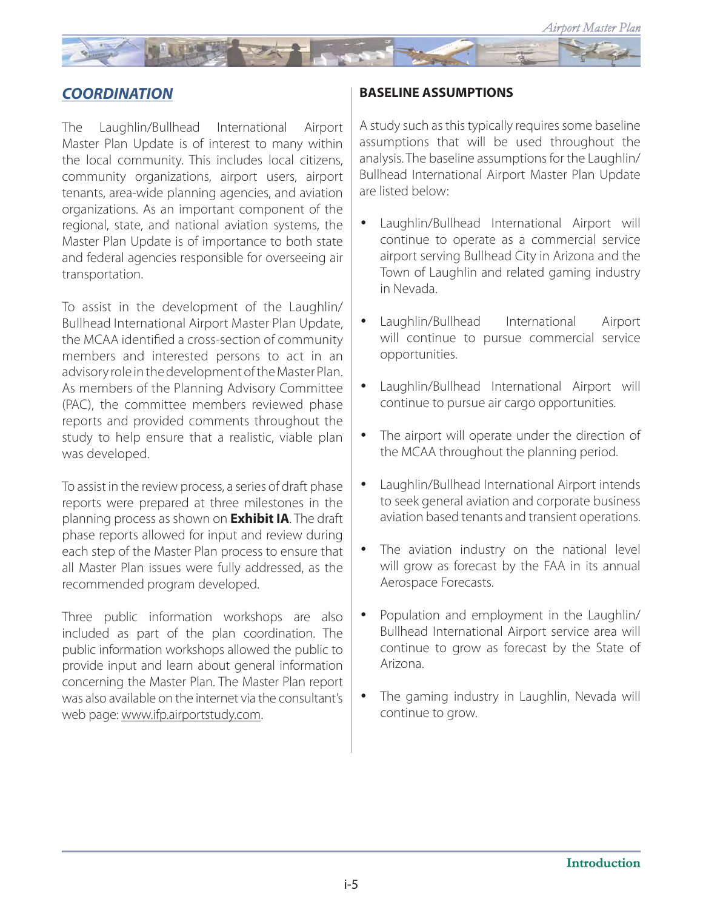## *COORDINATION*

The Laughlin/Bullhead International Airport Master Plan Update is of interest to many within the local community. This includes local citizens, community organizations, airport users, airport tenants, area-wide planning agencies, and aviation organizations. As an important component of the regional, state, and national aviation systems, the Master Plan Update is of importance to both state and federal agencies responsible for overseeing air transportation.

To assist in the development of the Laughlin/Bullhead International Airport Master Plan Update, the MCAA identified a cross-section of community members and interested persons to act in an advisory role in the development of the Master Plan. As members of the Planning Advisory Committee (PAC), the committee members reviewed phase reports and provided comments throughout the study to help ensure that a realistic, viable plan was developed.

To assist in the review process, a series of draft phase reports were prepared at three milestones in the planning process as shown on **Exhibit IA**. The draft phase reports allowed for input and review during each step of the Master Plan process to ensure that all Master Plan issues were fully addressed, as the recommended program developed.

Three public information workshops are also included as part of the plan coordination. The public information workshops allowed the public to provide input and learn about general information concerning the Master Plan. The Master Plan report was also available on the internet via the consultant's web page: www.ifp.airportstudy.com.

### BASELINE ASSUMPTIONS

A study such as this typically requires some baseline assumptions that will be used throughout the analysis. The baseline assumptions for the Laughlin/Bullhead International Airport Master Plan Update are listed below:

- Laughlin/Bullhead International Airport will continue to operate as a commercial service airport serving Bullhead City in Arizona and the Town of Laughlin and related gaming industry in Nevada.
- Laughlin/Bullhead International Airport will continue to pursue commercial service opportunities.
- Laughlin/Bullhead International Airport will continue to pursue air cargo opportunities.
- The airport will operate under the direction of the MCAA throughout the planning period.
- Laughlin/Bullhead International Airport intends to seek general aviation and corporate business aviation based tenants and transient operations.
- The aviation industry on the national level will grow as forecast by the FAA in its annual Aerospace Forecasts.
- Population and employment in the Laughlin/Bullhead International Airport service area will continue to grow as forecast by the State of Arizona.
- The gaming industry in Laughlin, Nevada will continue to grow.